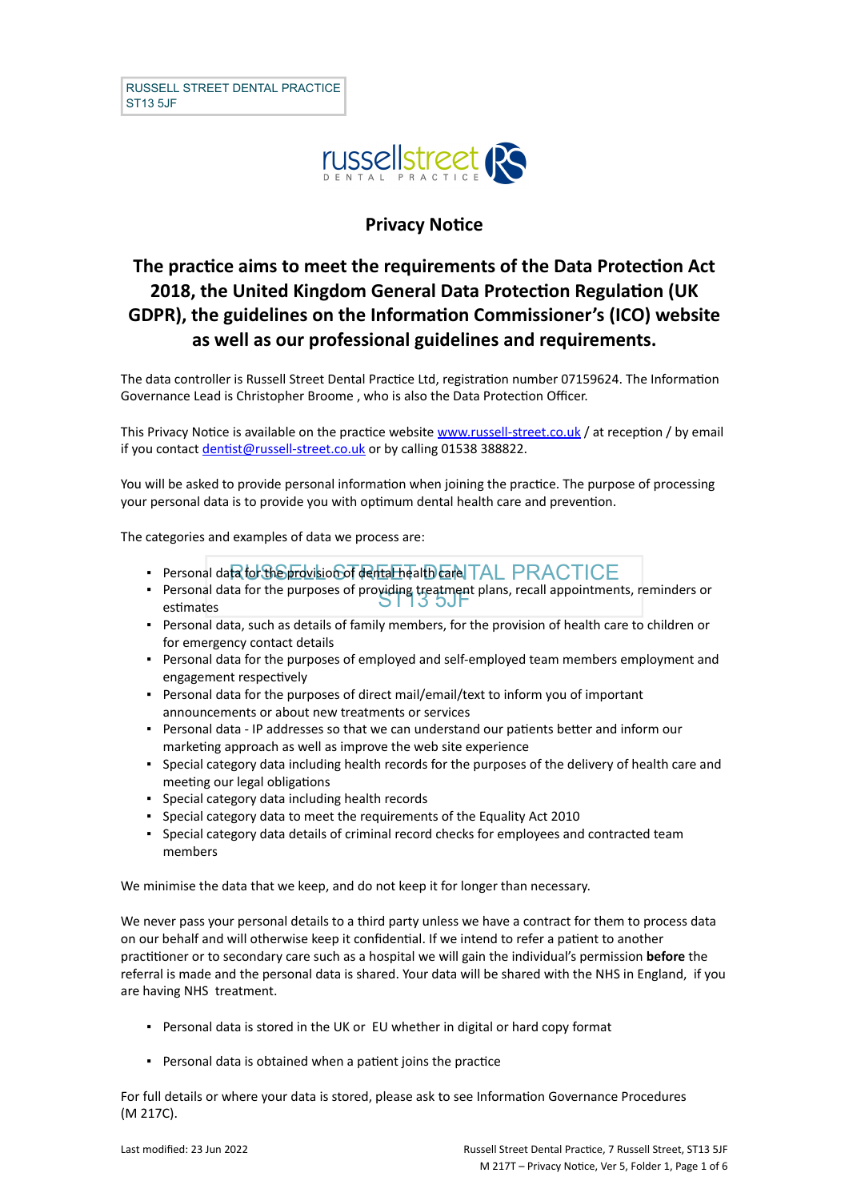# Privacy Notice

## The practice aims to meet the requirements of the Data Protection Act 2018, the United Kingdom General Data Protection Regulation (UK GDPR), the guidelines on the Information Commissioner's (ICO) website as well as our professional guidelines and requirements.

The data controller is Russell Street Dental Practice Ltd, registration number 07159624. The Information Governance Lead is Christopher Broome , who is also the Data Protection Officer.

This Privacy Notice is available on the practice website www.russell-street.co.uk / at reception / by email if you contact dentist@russell-street.co.uk or by calling 01538 388822.

You will be asked to provide personal information when joining the practice. The purpose of processing your personal data is to provide you with optimum dental health care and prevention.

The categories and examples of data we process are:

- Personal data for the provision of dental health care
- Personal data for the purposes of providing treatment plans, recall appointments, reminders or estimates
- Personal data, such as details of family members, for the provision of health care to children or for emergency contact details
- Personal data for the purposes of employed and self-employed team members employment and engagement respectively
- Personal data for the purposes of direct mail/email/text to inform you of important announcements or about new treatments or services
- Personal data - IP addresses so that we can understand our patients better and inform our marketing approach as well as improve the web site experience
- Special category data including health records for the purposes of the delivery of health care and meeting our legal obligations
- Special category data including health records
- Special category data to meet the requirements of the Equality Act 2010
- Special category data details of criminal record checks for employees and contracted team members

We minimise the data that we keep, and do not keep it for longer than necessary.

We never pass your personal details to a third party unless we have a contract for them to process data on our behalf and will otherwise keep it confidential. If we intend to refer a patient to another practitioner or to secondary care such as a hospital we will gain the individual's permission **before** the referral is made and the personal data is shared. Your data will be shared with the NHS in England, if you are having NHS treatment.

- Personal data is stored in the UK or EU whether in digital or hard copy format
- Personal data is obtained when a patient joins the practice

For full details or where your data is stored, please ask to see Information Governance Procedures (M 217C).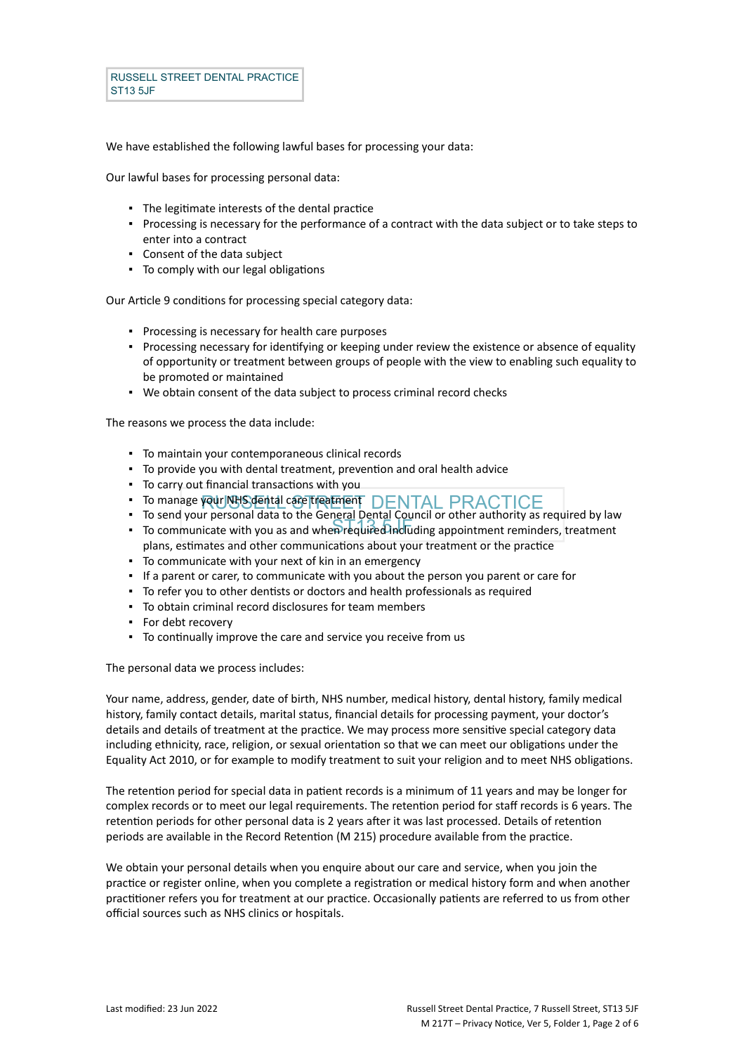We have established the following lawful bases for processing your data:

Our lawful bases for processing personal data:

- The legitimate interests of the dental practice
- Processing is necessary for the performance of a contract with the data subject or to take steps to enter into a contract
- Consent of the data subject
- To comply with our legal obligations

Our Article 9 conditions for processing special category data:

- Processing is necessary for health care purposes
- Processing necessary for identifying or keeping under review the existence or absence of equality of opportunity or treatment between groups of people with the view to enabling such equality to be promoted or maintained
- We obtain consent of the data subject to process criminal record checks

The reasons we process the data include:

- To maintain your contemporaneous clinical records
- To provide you with dental treatment, prevention and oral health advice
- To carry out financial transactions with you
- To manage your NHS dental care treatment
- To send your personal data to the General Dental Council or other authority as required by law
- To communicate with you as and when required including appointment reminders, treatment plans, estimates and other communications about your treatment or the practice
- To communicate with your next of kin in an emergency
- If a parent or carer, to communicate with you about the person you parent or care for
- To refer you to other dentists or doctors and health professionals as required
- To obtain criminal record disclosures for team members
- For debt recovery
- To continually improve the care and service you receive from us

The personal data we process includes:

Your name, address, gender, date of birth, NHS number, medical history, dental history, family medical history, family contact details, marital status, financial details for processing payment, your doctor's details and details of treatment at the practice. We may process more sensitive special category data including ethnicity, race, religion, or sexual orientation so that we can meet our obligations under the Equality Act 2010, or for example to modify treatment to suit your religion and to meet NHS obligations.

The retention period for special data in patient records is a minimum of 11 years and may be longer for complex records or to meet our legal requirements. The retention period for staff records is 6 years. The retention periods for other personal data is 2 years after it was last processed. Details of retention periods are available in the Record Retention (M 215) procedure available from the practice.

We obtain your personal details when you enquire about our care and service, when you join the practice or register online, when you complete a registration or medical history form and when another practitioner refers you for treatment at our practice. Occasionally patients are referred to us from other official sources such as NHS clinics or hospitals.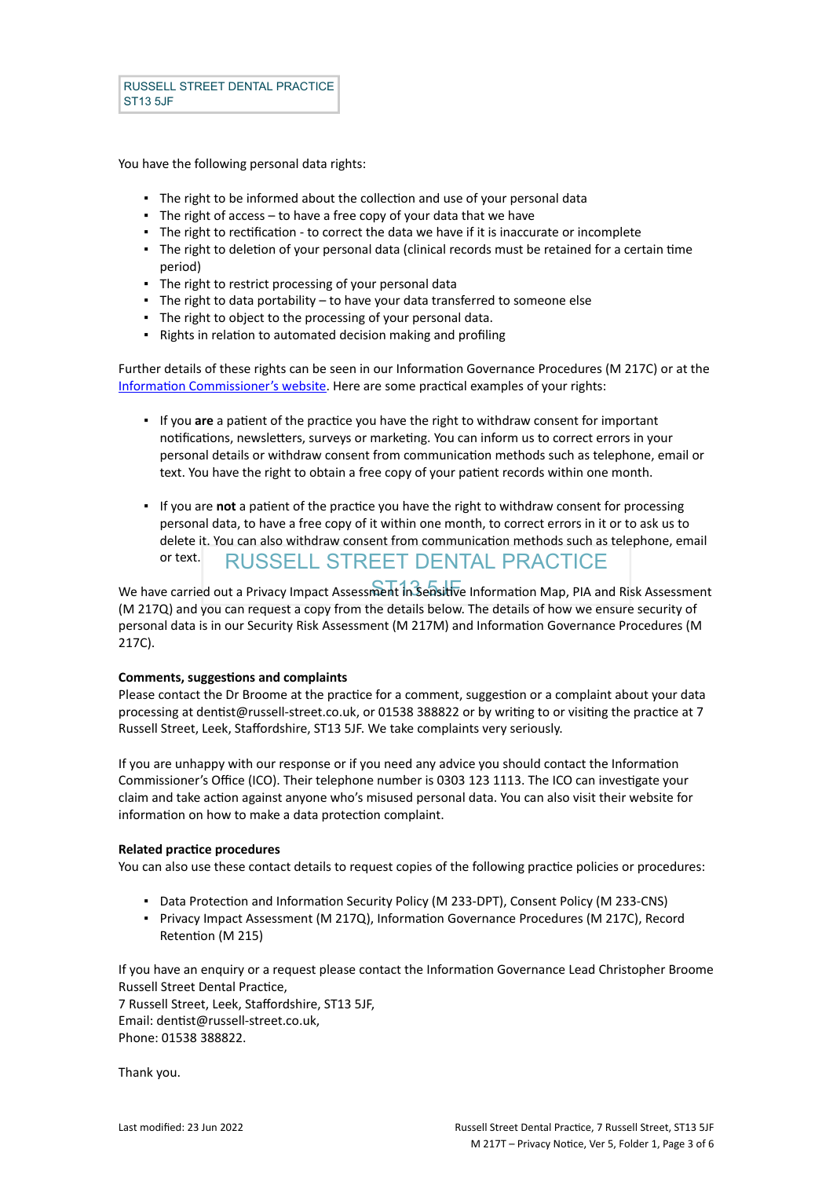You have the following personal data rights:

- The right to be informed about the collection and use of your personal data
- The right of access – to have a free copy of your data that we have
- The right to rectification - to correct the data we have if it is inaccurate or incomplete
- The right to deletion of your personal data (clinical records must be retained for a certain time period)
- The right to restrict processing of your personal data
- The right to data portability – to have your data transferred to someone else
- The right to object to the processing of your personal data.
- Rights in relation to automated decision making and profiling

Further details of these rights can be seen in our Information Governance Procedures (M 217C) or at the [Information Commissioner's website](). Here are some practical examples of your rights:

- If you **are** a patient of the practice you have the right to withdraw consent for important notifications, newsletters, surveys or marketing. You can inform us to correct errors in your personal details or withdraw consent from communication methods such as telephone, email or text. You have the right to obtain a free copy of your patient records within one month.

- If you are **not** a patient of the practice you have the right to withdraw consent for processing personal data, to have a free copy of it within one month, to correct errors in it or to ask us to delete it. You can also withdraw consent from communication methods such as telephone, email or text.

We have carried out a Privacy Impact Assessment in Sensitive Information Map, PIA and Risk Assessment (M 217Q) and you can request a copy from the details below. The details of how we ensure security of personal data is in our Security Risk Assessment (M 217M) and Information Governance Procedures (M 217C).

**Comments, suggestions and complaints**

Please contact the Dr Broome at the practice for a comment, suggestion or a complaint about your data processing at dentist@russell-street.co.uk, or 01538 388822 or by writing to or visiting the practice at 7 Russell Street, Leek, Staffordshire, ST13 5JF. We take complaints very seriously.

If you are unhappy with our response or if you need any advice you should contact the Information Commissioner's Office (ICO). Their telephone number is 0303 123 1113. The ICO can investigate your claim and take action against anyone who's misused personal data. You can also visit their website for information on how to make a data protection complaint.

**Related practice procedures**

You can also use these contact details to request copies of the following practice policies or procedures:

- Data Protection and Information Security Policy (M 233-DPT), Consent Policy (M 233-CNS)
- Privacy Impact Assessment (M 217Q), Information Governance Procedures (M 217C), Record Retention (M 215)

If you have an enquiry or a request please contact the Information Governance Lead Christopher Broome
Russell Street Dental Practice,
7 Russell Street, Leek, Staffordshire, ST13 5JF,
Email: dentist@russell-street.co.uk,
Phone: 01538 388822.

Thank you.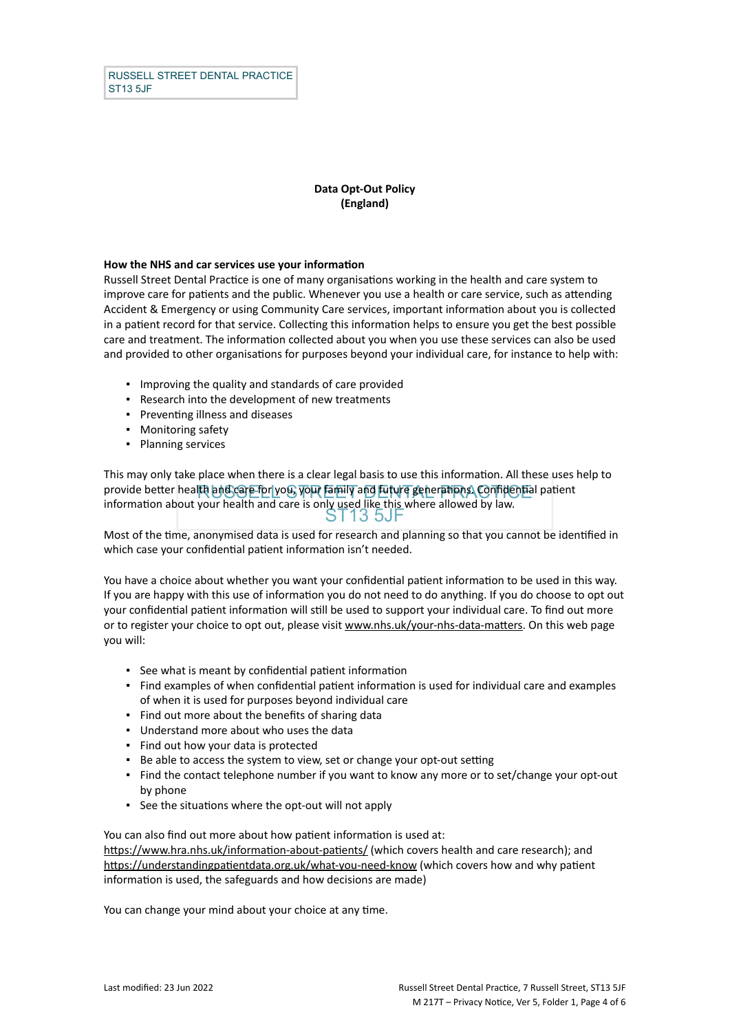## Data Opt-Out Policy (England)

**How the NHS and car services use your information**

Russell Street Dental Practice is one of many organisations working in the health and care system to improve care for patients and the public. Whenever you use a health or care service, such as attending Accident & Emergency or using Community Care services, important information about you is collected in a patient record for that service. Collecting this information helps to ensure you get the best possible care and treatment. The information collected about you when you use these services can also be used and provided to other organisations for purposes beyond your individual care, for instance to help with:

- Improving the quality and standards of care provided
- Research into the development of new treatments
- Preventing illness and diseases
- Monitoring safety
- Planning services

This may only take place when there is a clear legal basis to use this information. All these uses help to provide better health and care for you, your family and future generations. Confidential patient information about your health and care is only used like this where allowed by law.

Most of the time, anonymised data is used for research and planning so that you cannot be identified in which case your confidential patient information isn't needed.

You have a choice about whether you want your confidential patient information to be used in this way. If you are happy with this use of information you do not need to do anything. If you do choose to opt out your confidential patient information will still be used to support your individual care. To find out more or to register your choice to opt out, please visit www.nhs.uk/your-nhs-data-matters. On this web page you will:

- See what is meant by confidential patient information
- Find examples of when confidential patient information is used for individual care and examples of when it is used for purposes beyond individual care
- Find out more about the benefits of sharing data
- Understand more about who uses the data
- Find out how your data is protected
- Be able to access the system to view, set or change your opt-out setting
- Find the contact telephone number if you want to know any more or to set/change your opt-out by phone
- See the situations where the opt-out will not apply

You can also find out more about how patient information is used at:
https://www.hra.nhs.uk/information-about-patients/ (which covers health and care research); and https://understandingpatientdata.org.uk/what-you-need-know (which covers how and why patient information is used, the safeguards and how decisions are made)

You can change your mind about your choice at any time.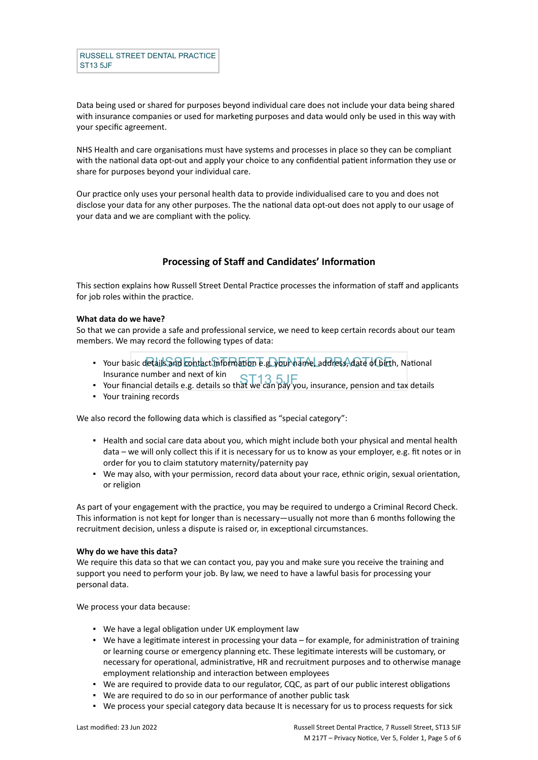Data being used or shared for purposes beyond individual care does not include your data being shared with insurance companies or used for marketing purposes and data would only be used in this way with your specific agreement.

NHS Health and care organisations must have systems and processes in place so they can be compliant with the national data opt-out and apply your choice to any confidential patient information they use or share for purposes beyond your individual care.

Our practice only uses your personal health data to provide individualised care to you and does not disclose your data for any other purposes. The the national data opt-out does not apply to our usage of your data and we are compliant with the policy.

## Processing of Staff and Candidates' Information

This section explains how Russell Street Dental Practice processes the information of staff and applicants for job roles within the practice.

**What data do we have?**
So that we can provide a safe and professional service, we need to keep certain records about our team members. We may record the following types of data:

- Your basic details and contact information e.g. your name, address, date of birth, National Insurance number and next of kin
- Your financial details e.g. details so that we can pay you, insurance, pension and tax details
- Your training records

We also record the following data which is classified as "special category":

- Health and social care data about you, which might include both your physical and mental health data – we will only collect this if it is necessary for us to know as your employer, e.g. fit notes or in order for you to claim statutory maternity/paternity pay
- We may also, with your permission, record data about your race, ethnic origin, sexual orientation, or religion

As part of your engagement with the practice, you may be required to undergo a Criminal Record Check. This information is not kept for longer than is necessary—usually not more than 6 months following the recruitment decision, unless a dispute is raised or, in exceptional circumstances.

**Why do we have this data?**
We require this data so that we can contact you, pay you and make sure you receive the training and support you need to perform your job. By law, we need to have a lawful basis for processing your personal data.

We process your data because:

- We have a legal obligation under UK employment law
- We have a legitimate interest in processing your data – for example, for administration of training or learning course or emergency planning etc. These legitimate interests will be customary, or necessary for operational, administrative, HR and recruitment purposes and to otherwise manage employment relationship and interaction between employees
- We are required to provide data to our regulator, CQC, as part of our public interest obligations
- We are required to do so in our performance of another public task
- We process your special category data because It is necessary for us to process requests for sick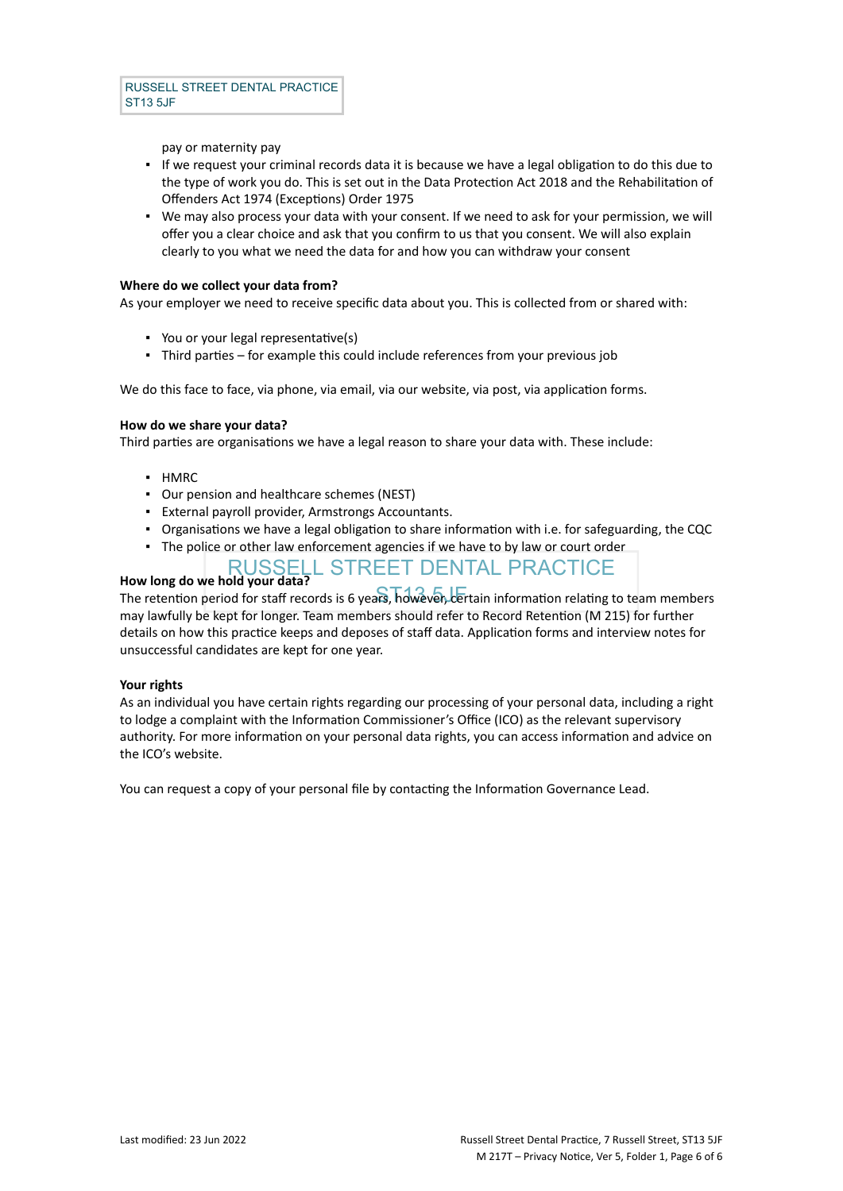pay or maternity pay

- If we request your criminal records data it is because we have a legal obligation to do this due to the type of work you do. This is set out in the Data Protection Act 2018 and the Rehabilitation of Offenders Act 1974 (Exceptions) Order 1975
- We may also process your data with your consent. If we need to ask for your permission, we will offer you a clear choice and ask that you confirm to us that you consent. We will also explain clearly to you what we need the data for and how you can withdraw your consent

**Where do we collect your data from?**

As your employer we need to receive specific data about you. This is collected from or shared with:

- You or your legal representative(s)
- Third parties – for example this could include references from your previous job

We do this face to face, via phone, via email, via our website, via post, via application forms.

**How do we share your data?**

Third parties are organisations we have a legal reason to share your data with. These include:

- HMRC
- Our pension and healthcare schemes (NEST)
- External payroll provider, Armstrongs Accountants.
- Organisations we have a legal obligation to share information with i.e. for safeguarding, the CQC
- The police or other law enforcement agencies if we have to by law or court order

**How long do we hold your data?**

The retention period for staff records is 6 years, however, certain information relating to team members may lawfully be kept for longer. Team members should refer to Record Retention (M 215) for further details on how this practice keeps and deposes of staff data. Application forms and interview notes for unsuccessful candidates are kept for one year.

**Your rights**

As an individual you have certain rights regarding our processing of your personal data, including a right to lodge a complaint with the Information Commissioner's Office (ICO) as the relevant supervisory authority. For more information on your personal data rights, you can access information and advice on the ICO's website.

You can request a copy of your personal file by contacting the Information Governance Lead.